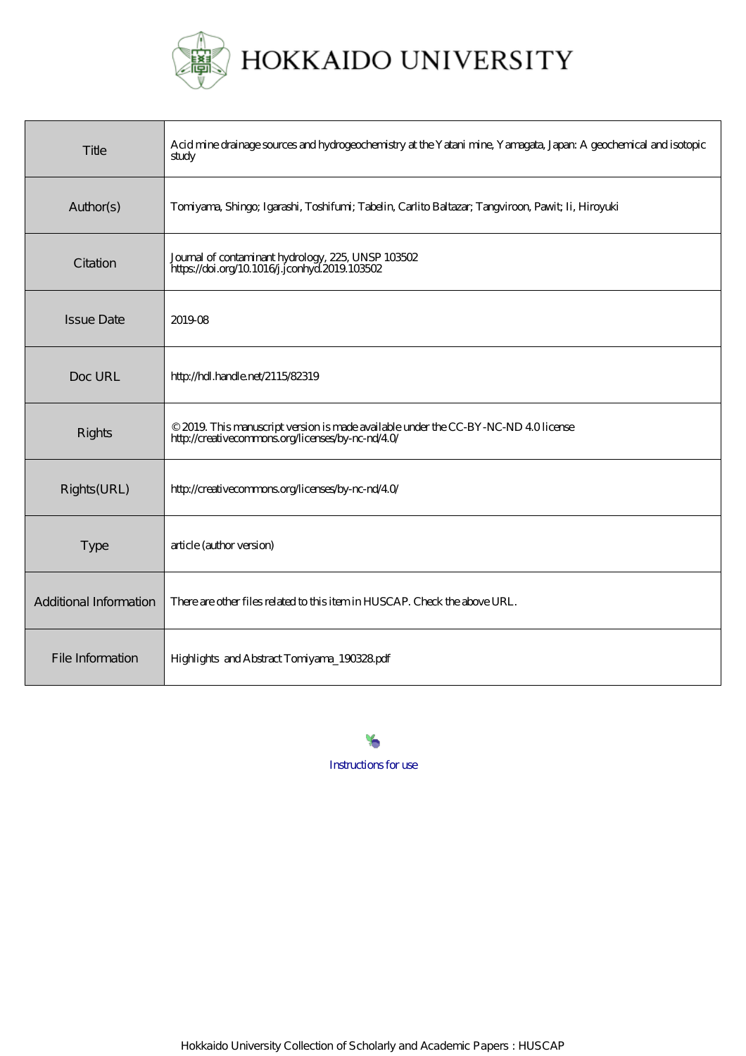# HOKKAIDO UNIVERSITY

| | |
|---|---|
| Title | Acid mine drainage sources and hydrogeochemistry at the Yatani mine, Yamagata, Japan: A geochemical and isotopic study |
| Author(s) | Tomiyama, Shingo; Igarashi, Toshifumi; Tabelin, Carlito Baltazar; Tangviroon, Pawit; Ii, Hiroyuki |
| Citation | Journal of contaminant hydrology, 225, UNSP 103502<br>https://doi.org/10.1016/j.jconhyd.2019.103502 |
| Issue Date | 2019-08 |
| Doc URL | http://hdl.handle.net/2115/82319 |
| Rights | © 2019. This manuscript version is made available under the CC-BY-NC-ND 4.0 license<br>http://creativecommons.org/licenses/by-nc-nd/4.0/ |
| Rights(URL) | http://creativecommons.org/licenses/by-nc-nd/4.0/ |
| Type | article (author version) |
| Additional Information | There are other files related to this item in HUSCAP. Check the above URL. |
| File Information | Highlights and Abstract Tomiyama_190328.pdf |

Instructions for use

Hokkaido University Collection of Scholarly and Academic Papers : HUSCAP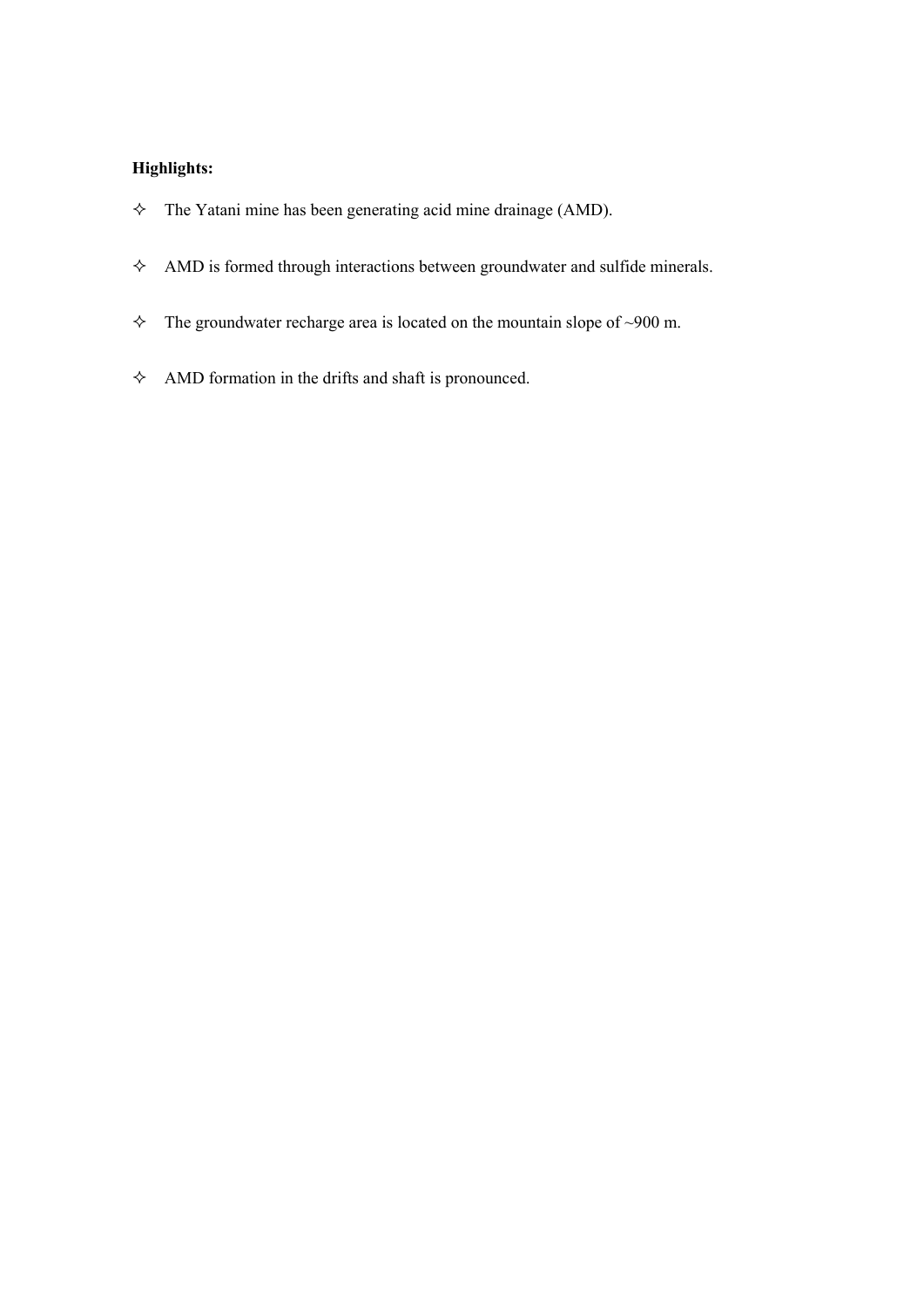**Highlights:**

- The Yatani mine has been generating acid mine drainage (AMD).
- AMD is formed through interactions between groundwater and sulfide minerals.
- The groundwater recharge area is located on the mountain slope of ~900 m.
- AMD formation in the drifts and shaft is pronounced.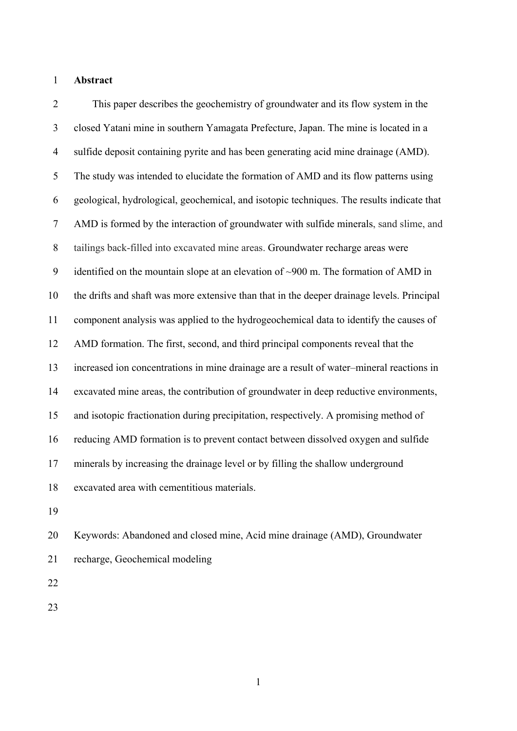**Abstract**

This paper describes the geochemistry of groundwater and its flow system in the closed Yatani mine in southern Yamagata Prefecture, Japan. The mine is located in a sulfide deposit containing pyrite and has been generating acid mine drainage (AMD). The study was intended to elucidate the formation of AMD and its flow patterns using geological, hydrological, geochemical, and isotopic techniques. The results indicate that AMD is formed by the interaction of groundwater with sulfide minerals, sand slime, and tailings back-filled into excavated mine areas. Groundwater recharge areas were identified on the mountain slope at an elevation of ~900 m. The formation of AMD in the drifts and shaft was more extensive than that in the deeper drainage levels. Principal component analysis was applied to the hydrogeochemical data to identify the causes of AMD formation. The first, second, and third principal components reveal that the increased ion concentrations in mine drainage are a result of water–mineral reactions in excavated mine areas, the contribution of groundwater in deep reductive environments, and isotopic fractionation during precipitation, respectively. A promising method of reducing AMD formation is to prevent contact between dissolved oxygen and sulfide minerals by increasing the drainage level or by filling the shallow underground excavated area with cementitious materials.

Keywords: Abandoned and closed mine, Acid mine drainage (AMD), Groundwater recharge, Geochemical modeling